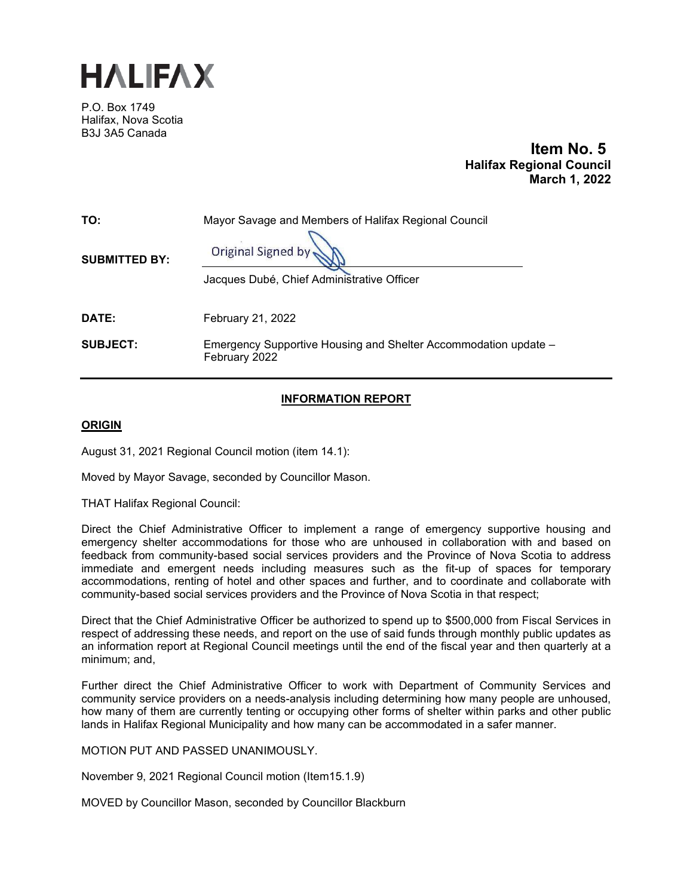# HALIFAX

P.O. Box 1749
Halifax, Nova Scotia
B3J 3A5 Canada

**Item No. 5**
**Halifax Regional Council**
**March 1, 2022**

| | |
|---|---|
| **TO:** | Mayor Savage and Members of Halifax Regional Council |
| **SUBMITTED BY:** | Original Signed by<br>Jacques Dubé, Chief Administrative Officer |
| **DATE:** | February 21, 2022 |
| **SUBJECT:** | Emergency Supportive Housing and Shelter Accommodation update – February 2022 |

## INFORMATION REPORT

## ORIGIN

August 31, 2021 Regional Council motion (item 14.1):

Moved by Mayor Savage, seconded by Councillor Mason.

THAT Halifax Regional Council:

Direct the Chief Administrative Officer to implement a range of emergency supportive housing and emergency shelter accommodations for those who are unhoused in collaboration with and based on feedback from community-based social services providers and the Province of Nova Scotia to address immediate and emergent needs including measures such as the fit-up of spaces for temporary accommodations, renting of hotel and other spaces and further, and to coordinate and collaborate with community-based social services providers and the Province of Nova Scotia in that respect;

Direct that the Chief Administrative Officer be authorized to spend up to $500,000 from Fiscal Services in respect of addressing these needs, and report on the use of said funds through monthly public updates as an information report at Regional Council meetings until the end of the fiscal year and then quarterly at a minimum; and,

Further direct the Chief Administrative Officer to work with Department of Community Services and community service providers on a needs-analysis including determining how many people are unhoused, how many of them are currently tenting or occupying other forms of shelter within parks and other public lands in Halifax Regional Municipality and how many can be accommodated in a safer manner.

MOTION PUT AND PASSED UNANIMOUSLY.

November 9, 2021 Regional Council motion (Item15.1.9)

MOVED by Councillor Mason, seconded by Councillor Blackburn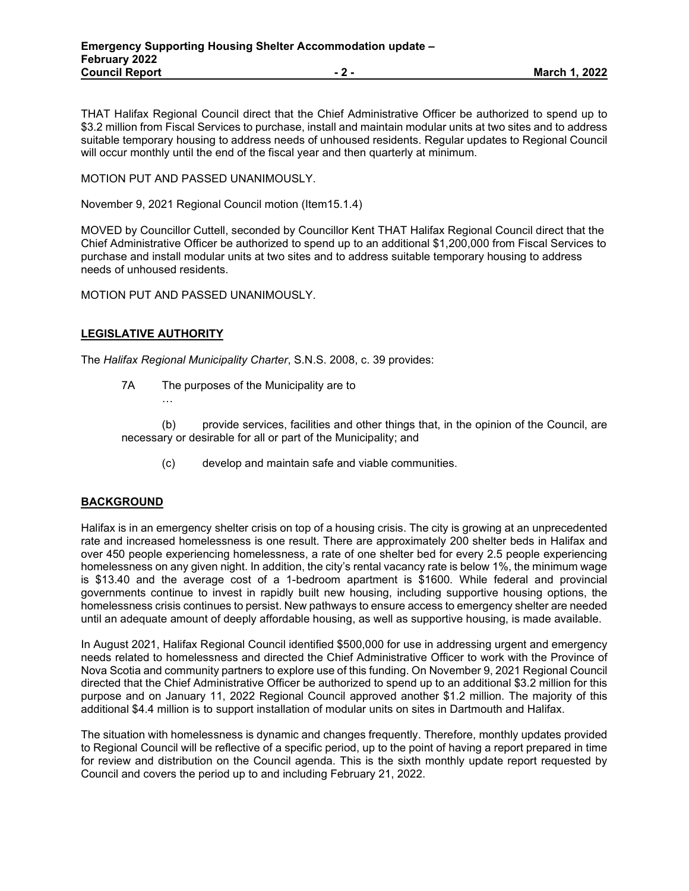THAT Halifax Regional Council direct that the Chief Administrative Officer be authorized to spend up to $3.2 million from Fiscal Services to purchase, install and maintain modular units at two sites and to address suitable temporary housing to address needs of unhoused residents. Regular updates to Regional Council will occur monthly until the end of the fiscal year and then quarterly at minimum.

MOTION PUT AND PASSED UNANIMOUSLY.

November 9, 2021 Regional Council motion (Item15.1.4)

MOVED by Councillor Cuttell, seconded by Councillor Kent THAT Halifax Regional Council direct that the Chief Administrative Officer be authorized to spend up to an additional $1,200,000 from Fiscal Services to purchase and install modular units at two sites and to address suitable temporary housing to address needs of unhoused residents.

MOTION PUT AND PASSED UNANIMOUSLY.

## LEGISLATIVE AUTHORITY

The *Halifax Regional Municipality Charter*, S.N.S. 2008, c. 39 provides:

7A The purposes of the Municipality are to

…

(b) provide services, facilities and other things that, in the opinion of the Council, are necessary or desirable for all or part of the Municipality; and

(c) develop and maintain safe and viable communities.

## BACKGROUND

Halifax is in an emergency shelter crisis on top of a housing crisis. The city is growing at an unprecedented rate and increased homelessness is one result. There are approximately 200 shelter beds in Halifax and over 450 people experiencing homelessness, a rate of one shelter bed for every 2.5 people experiencing homelessness on any given night. In addition, the city's rental vacancy rate is below 1%, the minimum wage is $13.40 and the average cost of a 1-bedroom apartment is $1600. While federal and provincial governments continue to invest in rapidly built new housing, including supportive housing options, the homelessness crisis continues to persist. New pathways to ensure access to emergency shelter are needed until an adequate amount of deeply affordable housing, as well as supportive housing, is made available.

In August 2021, Halifax Regional Council identified $500,000 for use in addressing urgent and emergency needs related to homelessness and directed the Chief Administrative Officer to work with the Province of Nova Scotia and community partners to explore use of this funding. On November 9, 2021 Regional Council directed that the Chief Administrative Officer be authorized to spend up to an additional $3.2 million for this purpose and on January 11, 2022 Regional Council approved another $1.2 million. The majority of this additional $4.4 million is to support installation of modular units on sites in Dartmouth and Halifax.

The situation with homelessness is dynamic and changes frequently. Therefore, monthly updates provided to Regional Council will be reflective of a specific period, up to the point of having a report prepared in time for review and distribution on the Council agenda. This is the sixth monthly update report requested by Council and covers the period up to and including February 21, 2022.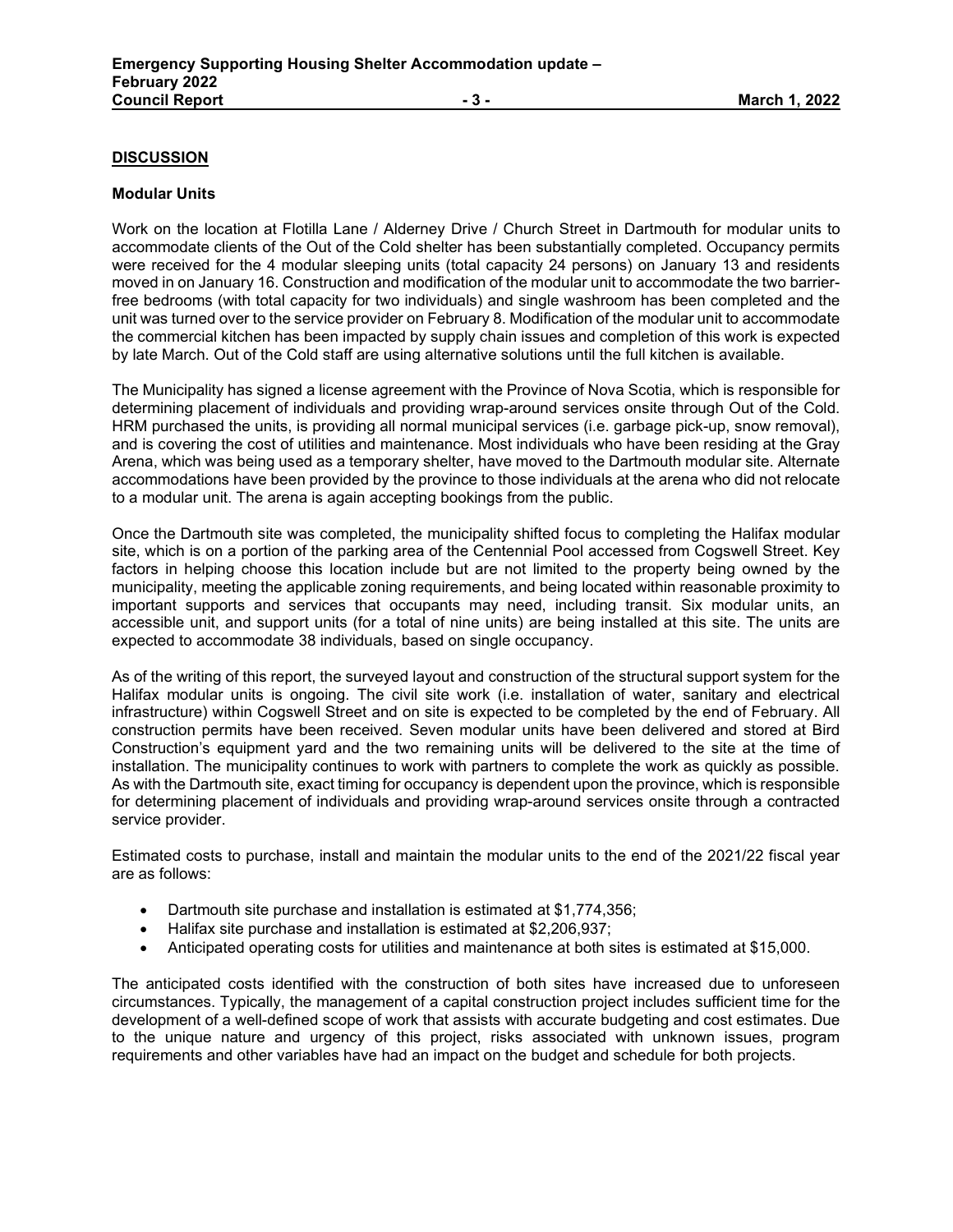## DISCUSSION

### Modular Units

Work on the location at Flotilla Lane / Alderney Drive / Church Street in Dartmouth for modular units to accommodate clients of the Out of the Cold shelter has been substantially completed. Occupancy permits were received for the 4 modular sleeping units (total capacity 24 persons) on January 13 and residents moved in on January 16. Construction and modification of the modular unit to accommodate the two barrier-free bedrooms (with total capacity for two individuals) and single washroom has been completed and the unit was turned over to the service provider on February 8. Modification of the modular unit to accommodate the commercial kitchen has been impacted by supply chain issues and completion of this work is expected by late March. Out of the Cold staff are using alternative solutions until the full kitchen is available.

The Municipality has signed a license agreement with the Province of Nova Scotia, which is responsible for determining placement of individuals and providing wrap-around services onsite through Out of the Cold. HRM purchased the units, is providing all normal municipal services (i.e. garbage pick-up, snow removal), and is covering the cost of utilities and maintenance. Most individuals who have been residing at the Gray Arena, which was being used as a temporary shelter, have moved to the Dartmouth modular site. Alternate accommodations have been provided by the province to those individuals at the arena who did not relocate to a modular unit. The arena is again accepting bookings from the public.

Once the Dartmouth site was completed, the municipality shifted focus to completing the Halifax modular site, which is on a portion of the parking area of the Centennial Pool accessed from Cogswell Street. Key factors in helping choose this location include but are not limited to the property being owned by the municipality, meeting the applicable zoning requirements, and being located within reasonable proximity to important supports and services that occupants may need, including transit. Six modular units, an accessible unit, and support units (for a total of nine units) are being installed at this site. The units are expected to accommodate 38 individuals, based on single occupancy.

As of the writing of this report, the surveyed layout and construction of the structural support system for the Halifax modular units is ongoing. The civil site work (i.e. installation of water, sanitary and electrical infrastructure) within Cogswell Street and on site is expected to be completed by the end of February. All construction permits have been received. Seven modular units have been delivered and stored at Bird Construction's equipment yard and the two remaining units will be delivered to the site at the time of installation. The municipality continues to work with partners to complete the work as quickly as possible. As with the Dartmouth site, exact timing for occupancy is dependent upon the province, which is responsible for determining placement of individuals and providing wrap-around services onsite through a contracted service provider.

Estimated costs to purchase, install and maintain the modular units to the end of the 2021/22 fiscal year are as follows:

- Dartmouth site purchase and installation is estimated at $1,774,356;
- Halifax site purchase and installation is estimated at $2,206,937;
- Anticipated operating costs for utilities and maintenance at both sites is estimated at $15,000.

The anticipated costs identified with the construction of both sites have increased due to unforeseen circumstances. Typically, the management of a capital construction project includes sufficient time for the development of a well-defined scope of work that assists with accurate budgeting and cost estimates. Due to the unique nature and urgency of this project, risks associated with unknown issues, program requirements and other variables have had an impact on the budget and schedule for both projects.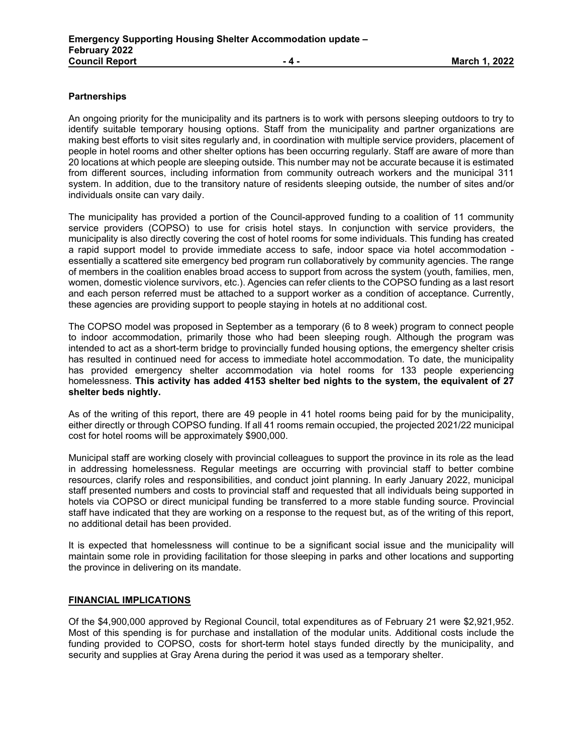**Partnerships**

An ongoing priority for the municipality and its partners is to work with persons sleeping outdoors to try to identify suitable temporary housing options. Staff from the municipality and partner organizations are making best efforts to visit sites regularly and, in coordination with multiple service providers, placement of people in hotel rooms and other shelter options has been occurring regularly. Staff are aware of more than 20 locations at which people are sleeping outside. This number may not be accurate because it is estimated from different sources, including information from community outreach workers and the municipal 311 system. In addition, due to the transitory nature of residents sleeping outside, the number of sites and/or individuals onsite can vary daily.

The municipality has provided a portion of the Council-approved funding to a coalition of 11 community service providers (COPSO) to use for crisis hotel stays. In conjunction with service providers, the municipality is also directly covering the cost of hotel rooms for some individuals. This funding has created a rapid support model to provide immediate access to safe, indoor space via hotel accommodation - essentially a scattered site emergency bed program run collaboratively by community agencies. The range of members in the coalition enables broad access to support from across the system (youth, families, men, women, domestic violence survivors, etc.). Agencies can refer clients to the COPSO funding as a last resort and each person referred must be attached to a support worker as a condition of acceptance. Currently, these agencies are providing support to people staying in hotels at no additional cost.

The COPSO model was proposed in September as a temporary (6 to 8 week) program to connect people to indoor accommodation, primarily those who had been sleeping rough. Although the program was intended to act as a short-term bridge to provincially funded housing options, the emergency shelter crisis has resulted in continued need for access to immediate hotel accommodation. To date, the municipality has provided emergency shelter accommodation via hotel rooms for 133 people experiencing homelessness. **This activity has added 4153 shelter bed nights to the system, the equivalent of 27 shelter beds nightly.**

As of the writing of this report, there are 49 people in 41 hotel rooms being paid for by the municipality, either directly or through COPSO funding. If all 41 rooms remain occupied, the projected 2021/22 municipal cost for hotel rooms will be approximately $900,000.

Municipal staff are working closely with provincial colleagues to support the province in its role as the lead in addressing homelessness. Regular meetings are occurring with provincial staff to better combine resources, clarify roles and responsibilities, and conduct joint planning. In early January 2022, municipal staff presented numbers and costs to provincial staff and requested that all individuals being supported in hotels via COPSO or direct municipal funding be transferred to a more stable funding source. Provincial staff have indicated that they are working on a response to the request but, as of the writing of this report, no additional detail has been provided.

It is expected that homelessness will continue to be a significant social issue and the municipality will maintain some role in providing facilitation for those sleeping in parks and other locations and supporting the province in delivering on its mandate.

## FINANCIAL IMPLICATIONS

Of the $4,900,000 approved by Regional Council, total expenditures as of February 21 were $2,921,952. Most of this spending is for purchase and installation of the modular units. Additional costs include the funding provided to COPSO, costs for short-term hotel stays funded directly by the municipality, and security and supplies at Gray Arena during the period it was used as a temporary shelter.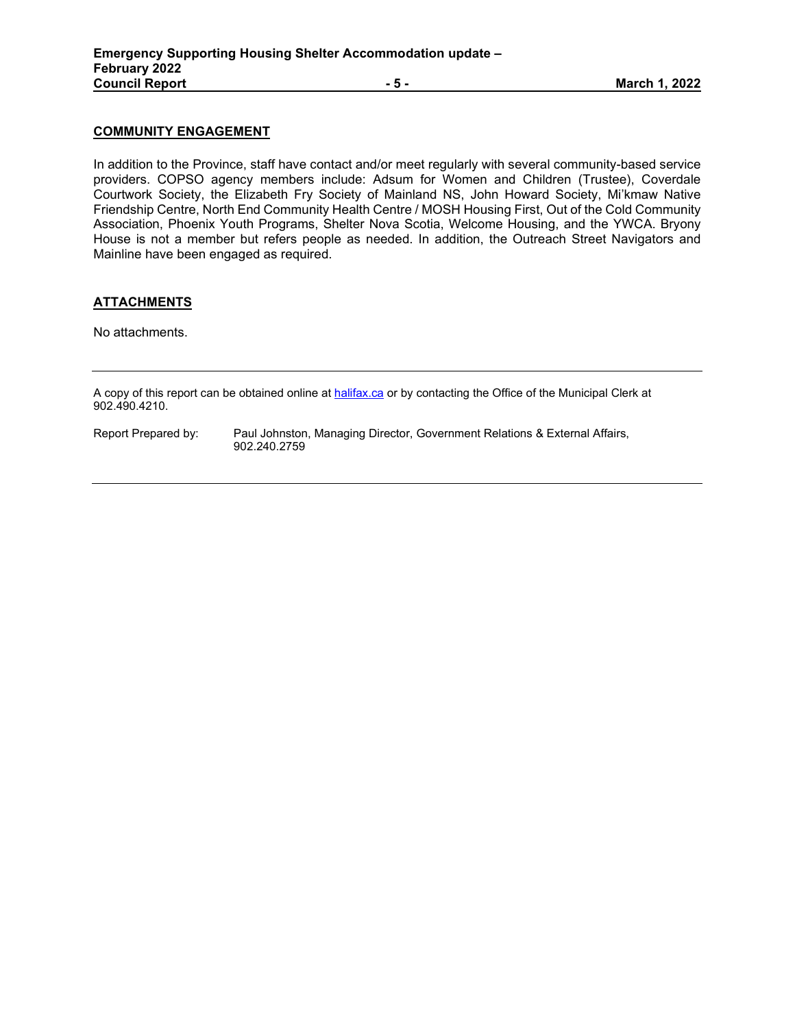## COMMUNITY ENGAGEMENT

In addition to the Province, staff have contact and/or meet regularly with several community-based service providers. COPSO agency members include: Adsum for Women and Children (Trustee), Coverdale Courtwork Society, the Elizabeth Fry Society of Mainland NS, John Howard Society, Mi'kmaw Native Friendship Centre, North End Community Health Centre / MOSH Housing First, Out of the Cold Community Association, Phoenix Youth Programs, Shelter Nova Scotia, Welcome Housing, and the YWCA. Bryony House is not a member but refers people as needed. In addition, the Outreach Street Navigators and Mainline have been engaged as required.

## ATTACHMENTS

No attachments.

---

A copy of this report can be obtained online at [halifax.ca](halifax.ca) or by contacting the Office of the Municipal Clerk at 902.490.4210.

Report Prepared by: Paul Johnston, Managing Director, Government Relations & External Affairs, 902.240.2759

---